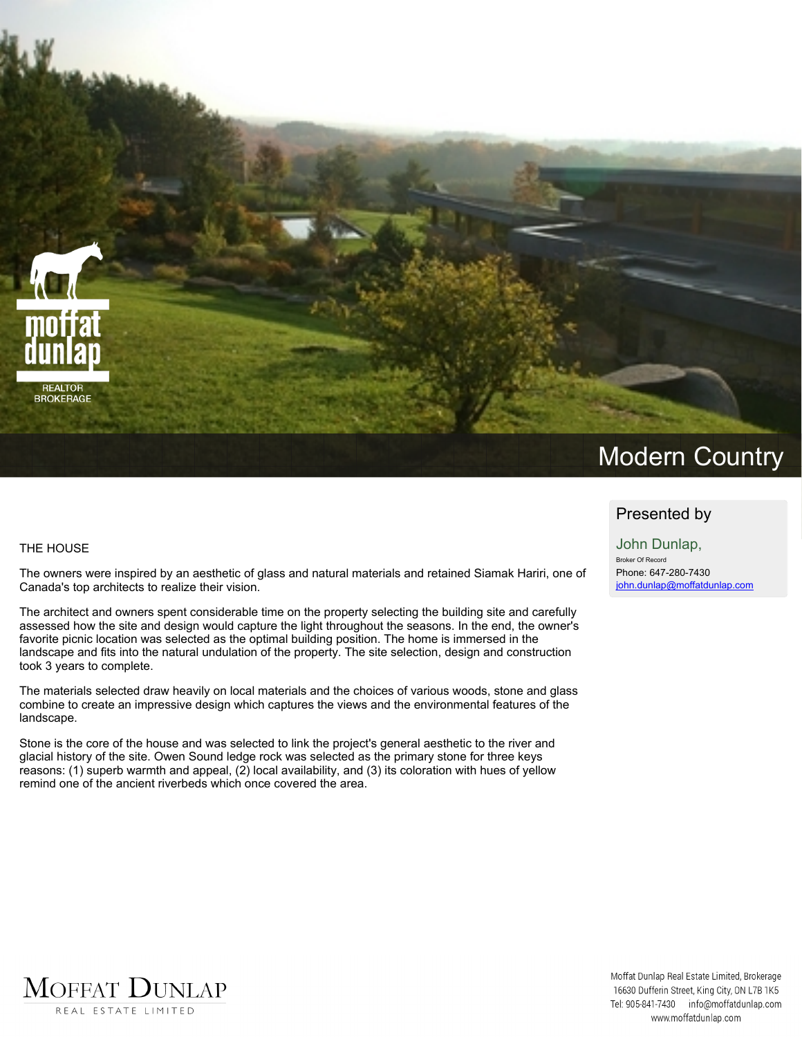# Modern Country

## Presented by

John Dunlap,
Broker Of Record
Phone: 647-280-7430
john.dunlap@moffatdunlap.com

## THE HOUSE

The owners were inspired by an aesthetic of glass and natural materials and retained Siamak Hariri, one of Canada's top architects to realize their vision.

The architect and owners spent considerable time on the property selecting the building site and carefully assessed how the site and design would capture the light throughout the seasons. In the end, the owner's favorite picnic location was selected as the optimal building position. The home is immersed in the landscape and fits into the natural undulation of the property. The site selection, design and construction took 3 years to complete.

The materials selected draw heavily on local materials and the choices of various woods, stone and glass combine to create an impressive design which captures the views and the environmental features of the landscape.

Stone is the core of the house and was selected to link the project's general aesthetic to the river and glacial history of the site. Owen Sound ledge rock was selected as the primary stone for three keys reasons: (1) superb warmth and appeal, (2) local availability, and (3) its coloration with hues of yellow remind one of the ancient riverbeds which once covered the area.

Moffat Dunlap Real Estate Limited, Brokerage
16630 Dufferin Street, King City, ON L7B 1K5
Tel: 905-841-7430 info@moffatdunlap.com
www.moffatdunlap.com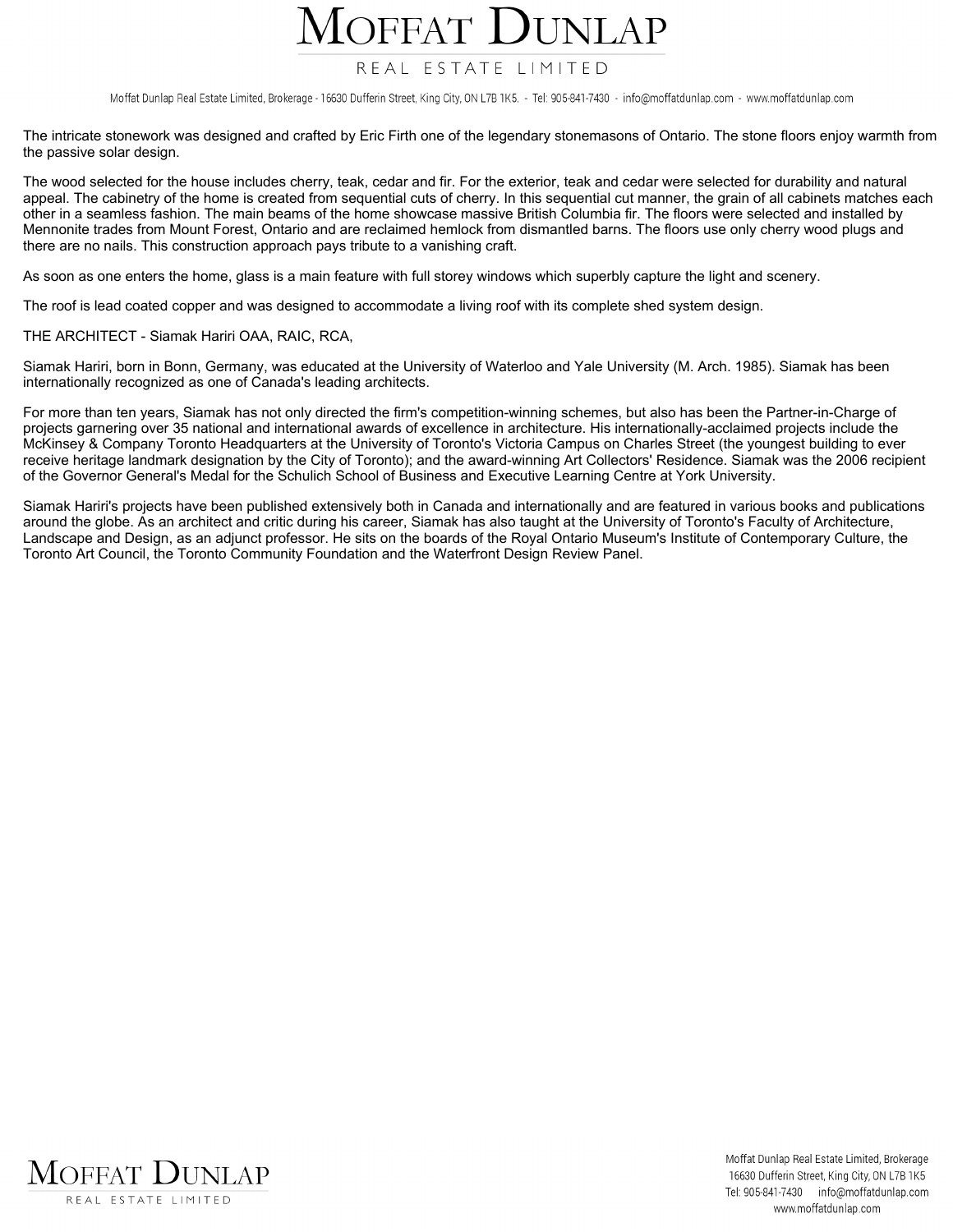The intricate stonework was designed and crafted by Eric Firth one of the legendary stonemasons of Ontario. The stone floors enjoy warmth from the passive solar design.

The wood selected for the house includes cherry, teak, cedar and fir. For the exterior, teak and cedar were selected for durability and natural appeal. The cabinetry of the home is created from sequential cuts of cherry. In this sequential cut manner, the grain of all cabinets matches each other in a seamless fashion. The main beams of the home showcase massive British Columbia fir. The floors were selected and installed by Mennonite trades from Mount Forest, Ontario and are reclaimed hemlock from dismantled barns. The floors use only cherry wood plugs and there are no nails. This construction approach pays tribute to a vanishing craft.

As soon as one enters the home, glass is a main feature with full storey windows which superbly capture the light and scenery.

The roof is lead coated copper and was designed to accommodate a living roof with its complete shed system design.

THE ARCHITECT - Siamak Hariri OAA, RAIC, RCA,

Siamak Hariri, born in Bonn, Germany, was educated at the University of Waterloo and Yale University (M. Arch. 1985). Siamak has been internationally recognized as one of Canada's leading architects.

For more than ten years, Siamak has not only directed the firm's competition-winning schemes, but also has been the Partner-in-Charge of projects garnering over 35 national and international awards of excellence in architecture. His internationally-acclaimed projects include the McKinsey & Company Toronto Headquarters at the University of Toronto's Victoria Campus on Charles Street (the youngest building to ever receive heritage landmark designation by the City of Toronto); and the award-winning Art Collectors' Residence. Siamak was the 2006 recipient of the Governor General's Medal for the Schulich School of Business and Executive Learning Centre at York University.

Siamak Hariri's projects have been published extensively both in Canada and internationally and are featured in various books and publications around the globe. As an architect and critic during his career, Siamak has also taught at the University of Toronto's Faculty of Architecture, Landscape and Design, as an adjunct professor. He sits on the boards of the Royal Ontario Museum's Institute of Contemporary Culture, the Toronto Art Council, the Toronto Community Foundation and the Waterfront Design Review Panel.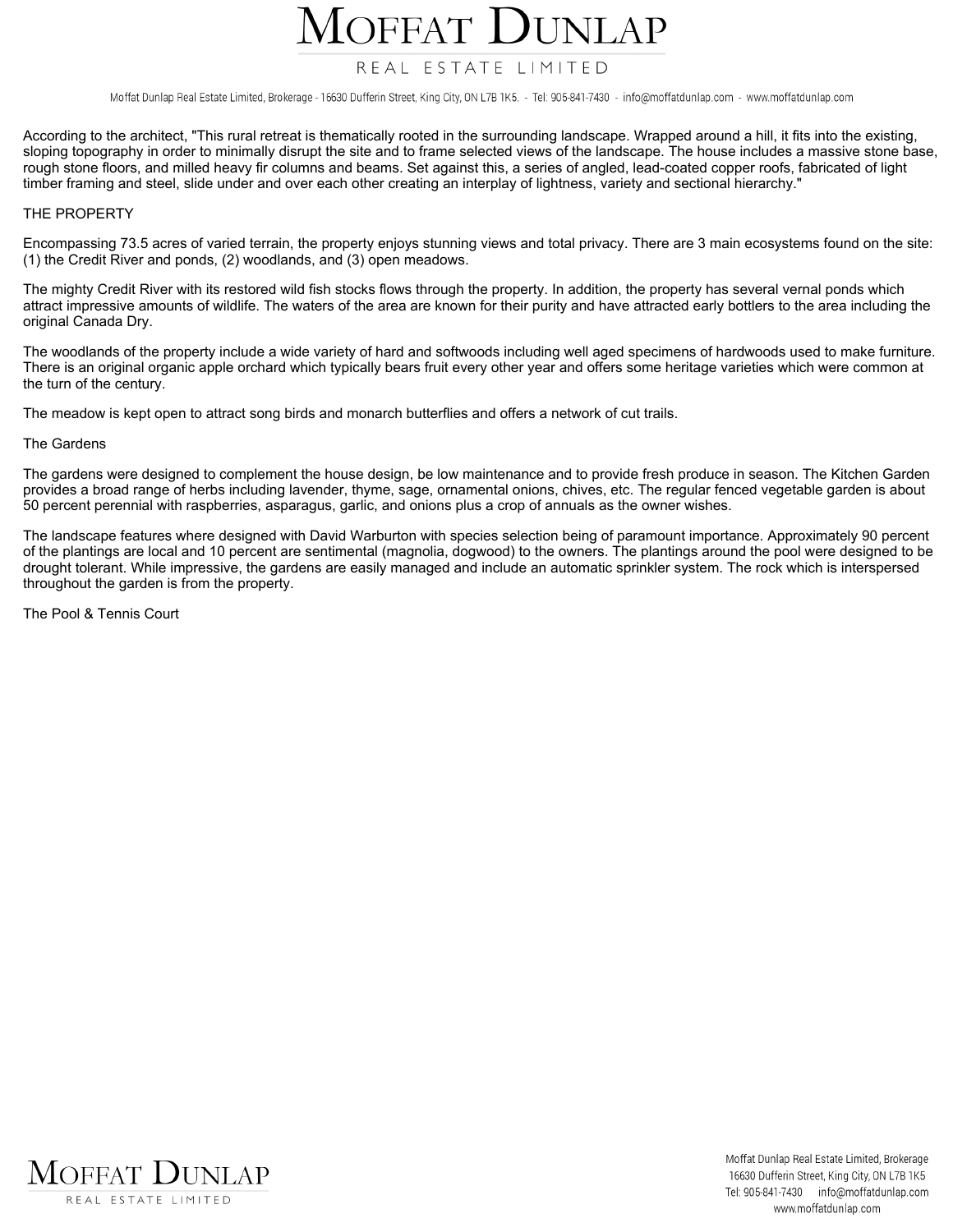According to the architect, "This rural retreat is thematically rooted in the surrounding landscape. Wrapped around a hill, it fits into the existing, sloping topography in order to minimally disrupt the site and to frame selected views of the landscape. The house includes a massive stone base, rough stone floors, and milled heavy fir columns and beams. Set against this, a series of angled, lead-coated copper roofs, fabricated of light timber framing and steel, slide under and over each other creating an interplay of lightness, variety and sectional hierarchy."

## THE PROPERTY

Encompassing 73.5 acres of varied terrain, the property enjoys stunning views and total privacy. There are 3 main ecosystems found on the site: (1) the Credit River and ponds, (2) woodlands, and (3) open meadows.

The mighty Credit River with its restored wild fish stocks flows through the property. In addition, the property has several vernal ponds which attract impressive amounts of wildlife. The waters of the area are known for their purity and have attracted early bottlers to the area including the original Canada Dry.

The woodlands of the property include a wide variety of hard and softwoods including well aged specimens of hardwoods used to make furniture. There is an original organic apple orchard which typically bears fruit every other year and offers some heritage varieties which were common at the turn of the century.

The meadow is kept open to attract song birds and monarch butterflies and offers a network of cut trails.

### The Gardens

The gardens were designed to complement the house design, be low maintenance and to provide fresh produce in season. The Kitchen Garden provides a broad range of herbs including lavender, thyme, sage, ornamental onions, chives, etc. The regular fenced vegetable garden is about 50 percent perennial with raspberries, asparagus, garlic, and onions plus a crop of annuals as the owner wishes.

The landscape features where designed with David Warburton with species selection being of paramount importance. Approximately 90 percent of the plantings are local and 10 percent are sentimental (magnolia, dogwood) to the owners. The plantings around the pool were designed to be drought tolerant. While impressive, the gardens are easily managed and include an automatic sprinkler system. The rock which is interspersed throughout the garden is from the property.

### The Pool & Tennis Court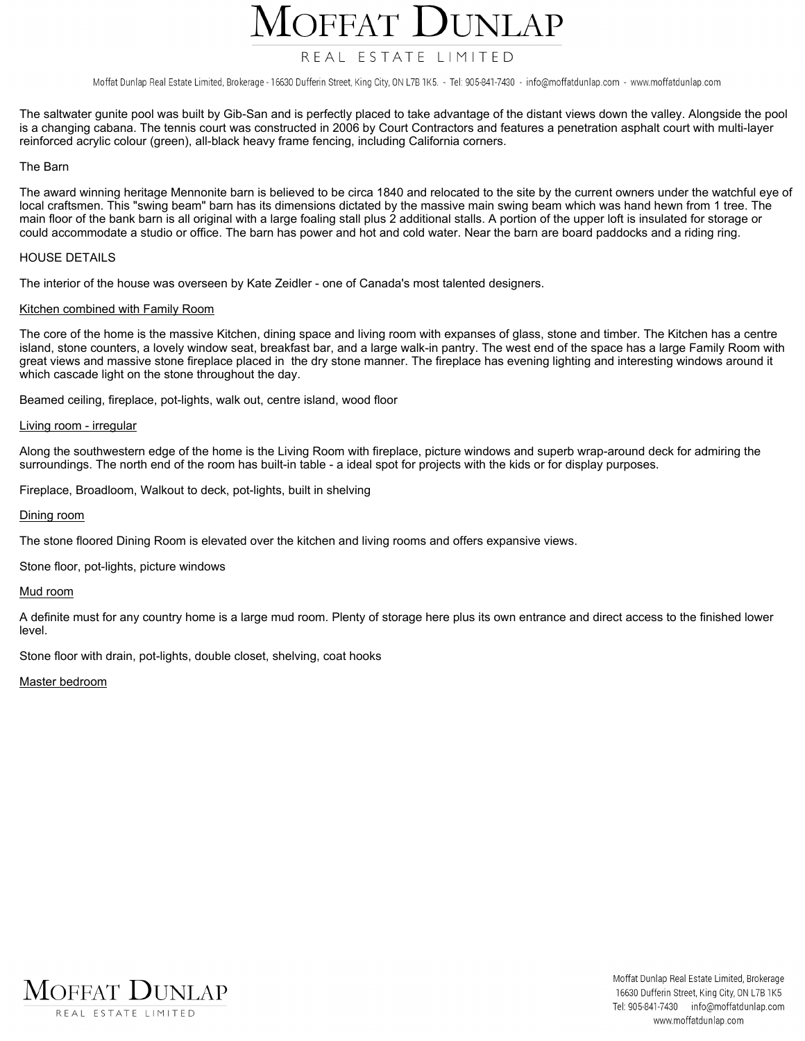The saltwater gunite pool was built by Gib-San and is perfectly placed to take advantage of the distant views down the valley. Alongside the pool is a changing cabana. The tennis court was constructed in 2006 by Court Contractors and features a penetration asphalt court with multi-layer reinforced acrylic colour (green), all-black heavy frame fencing, including California corners.

The Barn

The award winning heritage Mennonite barn is believed to be circa 1840 and relocated to the site by the current owners under the watchful eye of local craftsmen. This "swing beam" barn has its dimensions dictated by the massive main swing beam which was hand hewn from 1 tree. The main floor of the bank barn is all original with a large foaling stall plus 2 additional stalls. A portion of the upper loft is insulated for storage or could accommodate a studio or office. The barn has power and hot and cold water. Near the barn are board paddocks and a riding ring.

HOUSE DETAILS

The interior of the house was overseen by Kate Zeidler - one of Canada's most talented designers.

Kitchen combined with Family Room

The core of the home is the massive Kitchen, dining space and living room with expanses of glass, stone and timber. The Kitchen has a centre island, stone counters, a lovely window seat, breakfast bar, and a large walk-in pantry. The west end of the space has a large Family Room with great views and massive stone fireplace placed in the dry stone manner. The fireplace has evening lighting and interesting windows around it which cascade light on the stone throughout the day.

Beamed ceiling, fireplace, pot-lights, walk out, centre island, wood floor

Living room - irregular

Along the southwestern edge of the home is the Living Room with fireplace, picture windows and superb wrap-around deck for admiring the surroundings. The north end of the room has built-in table - a ideal spot for projects with the kids or for display purposes.

Fireplace, Broadloom, Walkout to deck, pot-lights, built in shelving

Dining room

The stone floored Dining Room is elevated over the kitchen and living rooms and offers expansive views.

Stone floor, pot-lights, picture windows

Mud room

A definite must for any country home is a large mud room. Plenty of storage here plus its own entrance and direct access to the finished lower level.

Stone floor with drain, pot-lights, double closet, shelving, coat hooks

Master bedroom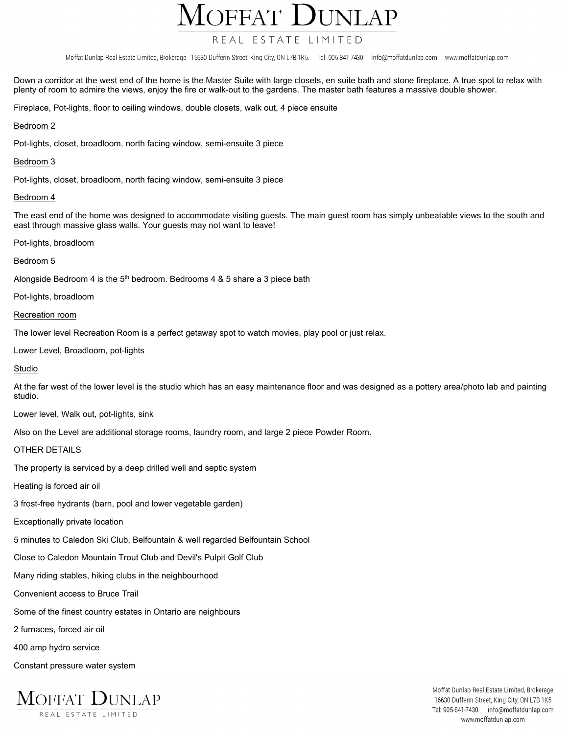Down a corridor at the west end of the home is the Master Suite with large closets, en suite bath and stone fireplace. A true spot to relax with plenty of room to admire the views, enjoy the fire or walk-out to the gardens. The master bath features a massive double shower.

Fireplace, Pot-lights, floor to ceiling windows, double closets, walk out, 4 piece ensuite

Bedroom 2

Pot-lights, closet, broadloom, north facing window, semi-ensuite 3 piece

Bedroom 3

Pot-lights, closet, broadloom, north facing window, semi-ensuite 3 piece

Bedroom 4

The east end of the home was designed to accommodate visiting guests. The main guest room has simply unbeatable views to the south and east through massive glass walls. Your guests may not want to leave!

Pot-lights, broadloom

Bedroom 5

Alongside Bedroom 4 is the 5th bedroom. Bedrooms 4 & 5 share a 3 piece bath

Pot-lights, broadloom

Recreation room

The lower level Recreation Room is a perfect getaway spot to watch movies, play pool or just relax.

Lower Level, Broadloom, pot-lights

Studio

At the far west of the lower level is the studio which has an easy maintenance floor and was designed as a pottery area/photo lab and painting studio.

Lower level, Walk out, pot-lights, sink

Also on the Level are additional storage rooms, laundry room, and large 2 piece Powder Room.

OTHER DETAILS

The property is serviced by a deep drilled well and septic system

Heating is forced air oil

3 frost-free hydrants (barn, pool and lower vegetable garden)

Exceptionally private location

5 minutes to Caledon Ski Club, Belfountain & well regarded Belfountain School

Close to Caledon Mountain Trout Club and Devil's Pulpit Golf Club

Many riding stables, hiking clubs in the neighbourhood

Convenient access to Bruce Trail

Some of the finest country estates in Ontario are neighbours

2 furnaces, forced air oil

400 amp hydro service

Constant pressure water system